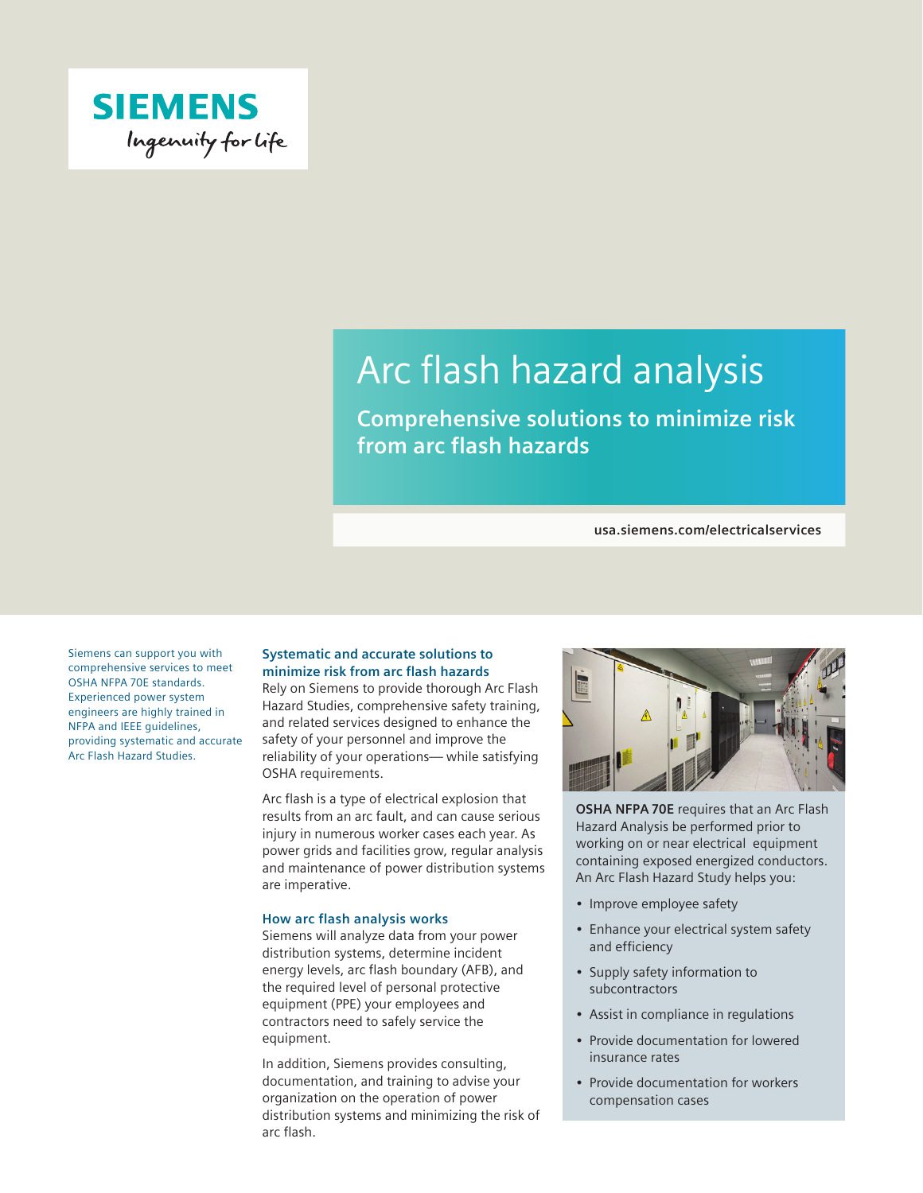SIEMENS

Ingenuity for life

# Arc flash hazard analysis

## Comprehensive solutions to minimize risk from arc flash hazards

usa.siemens.com/electricalservices

Siemens can support you with comprehensive services to meet OSHA NFPA 70E standards. Experienced power system engineers are highly trained in NFPA and IEEE guidelines, providing systematic and accurate Arc Flash Hazard Studies.

### Systematic and accurate solutions to minimize risk from arc flash hazards

Rely on Siemens to provide thorough Arc Flash Hazard Studies, comprehensive safety training, and related services designed to enhance the safety of your personnel and improve the reliability of your operations— while satisfying OSHA requirements.

Arc flash is a type of electrical explosion that results from an arc fault, and can cause serious injury in numerous worker cases each year. As power grids and facilities grow, regular analysis and maintenance of power distribution systems are imperative.

### How arc flash analysis works

Siemens will analyze data from your power distribution systems, determine incident energy levels, arc flash boundary (AFB), and the required level of personal protective equipment (PPE) your employees and contractors need to safely service the equipment.

In addition, Siemens provides consulting, documentation, and training to advise your organization on the operation of power distribution systems and minimizing the risk of arc flash.

**OSHA NFPA 70E** requires that an Arc Flash Hazard Analysis be performed prior to working on or near electrical equipment containing exposed energized conductors. An Arc Flash Hazard Study helps you:

- Improve employee safety
- Enhance your electrical system safety and efficiency
- Supply safety information to subcontractors
- Assist in compliance in regulations
- Provide documentation for lowered insurance rates
- Provide documentation for workers compensation cases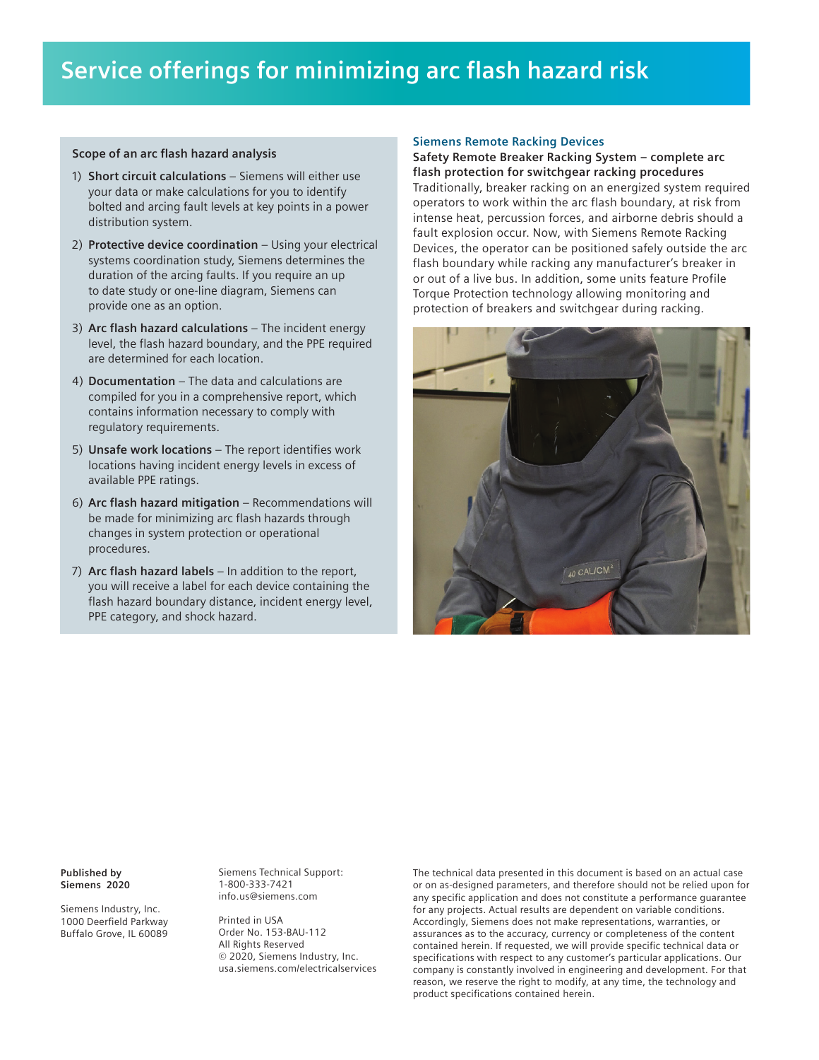# Service offerings for minimizing arc flash hazard risk

### Scope of an arc flash hazard analysis

1) **Short circuit calculations** – Siemens will either use your data or make calculations for you to identify bolted and arcing fault levels at key points in a power distribution system.
2) **Protective device coordination** – Using your electrical systems coordination study, Siemens determines the duration of the arcing faults. If you require an up to date study or one-line diagram, Siemens can provide one as an option.
3) **Arc flash hazard calculations** – The incident energy level, the flash hazard boundary, and the PPE required are determined for each location.
4) **Documentation** – The data and calculations are compiled for you in a comprehensive report, which contains information necessary to comply with regulatory requirements.
5) **Unsafe work locations** – The report identifies work locations having incident energy levels in excess of available PPE ratings.
6) **Arc flash hazard mitigation** – Recommendations will be made for minimizing arc flash hazards through changes in system protection or operational procedures.
7) **Arc flash hazard labels** – In addition to the report, you will receive a label for each device containing the flash hazard boundary distance, incident energy level, PPE category, and shock hazard.

### Siemens Remote Racking Devices

**Safety Remote Breaker Racking System – complete arc flash protection for switchgear racking procedures**

Traditionally, breaker racking on an energized system required operators to work within the arc flash boundary, at risk from intense heat, percussion forces, and airborne debris should a fault explosion occur. Now, with Siemens Remote Racking Devices, the operator can be positioned safely outside the arc flash boundary while racking any manufacturer's breaker in or out of a live bus. In addition, some units feature Profile Torque Protection technology allowing monitoring and protection of breakers and switchgear during racking.

**Published by Siemens 2020**

Siemens Industry, Inc.
1000 Deerfield Parkway
Buffalo Grove, IL 60089

Siemens Technical Support:
1-800-333-7421
info.us@siemens.com

Printed in USA
Order No. 153-BAU-112
All Rights Reserved
© 2020, Siemens Industry, Inc.
usa.siemens.com/electricalservices

The technical data presented in this document is based on an actual case or on as-designed parameters, and therefore should not be relied upon for any specific application and does not constitute a performance guarantee for any projects. Actual results are dependent on variable conditions. Accordingly, Siemens does not make representations, warranties, or assurances as to the accuracy, currency or completeness of the content contained herein. If requested, we will provide specific technical data or specifications with respect to any customer's particular applications. Our company is constantly involved in engineering and development. For that reason, we reserve the right to modify, at any time, the technology and product specifications contained herein.